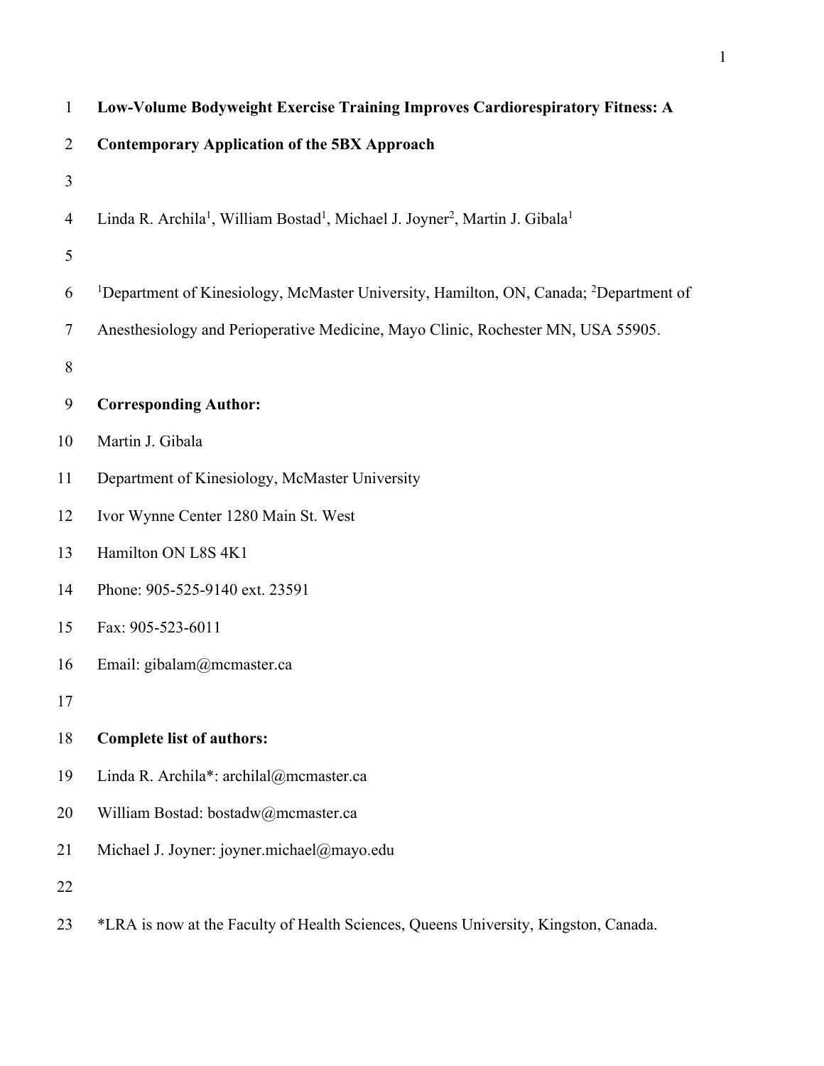# Low-Volume Bodyweight Exercise Training Improves Cardiorespiratory Fitness: A Contemporary Application of the 5BX Approach

Linda R. Archila[1], William Bostad[1], Michael J. Joyner[2], Martin J. Gibala[1]

[1]Department of Kinesiology, McMaster University, Hamilton, ON, Canada; [2]Department of Anesthesiology and Perioperative Medicine, Mayo Clinic, Rochester MN, USA 55905.

**Corresponding Author:**

Martin J. Gibala

Department of Kinesiology, McMaster University

Ivor Wynne Center 1280 Main St. West

Hamilton ON L8S 4K1

Phone: 905-525-9140 ext. 23591

Fax: 905-523-6011

Email: gibalam@mcmaster.ca

**Complete list of authors:**

Linda R. Archila*: archilal@mcmaster.ca

William Bostad: bostadw@mcmaster.ca

Michael J. Joyner: joyner.michael@mayo.edu

*LRA is now at the Faculty of Health Sciences, Queens University, Kingston, Canada.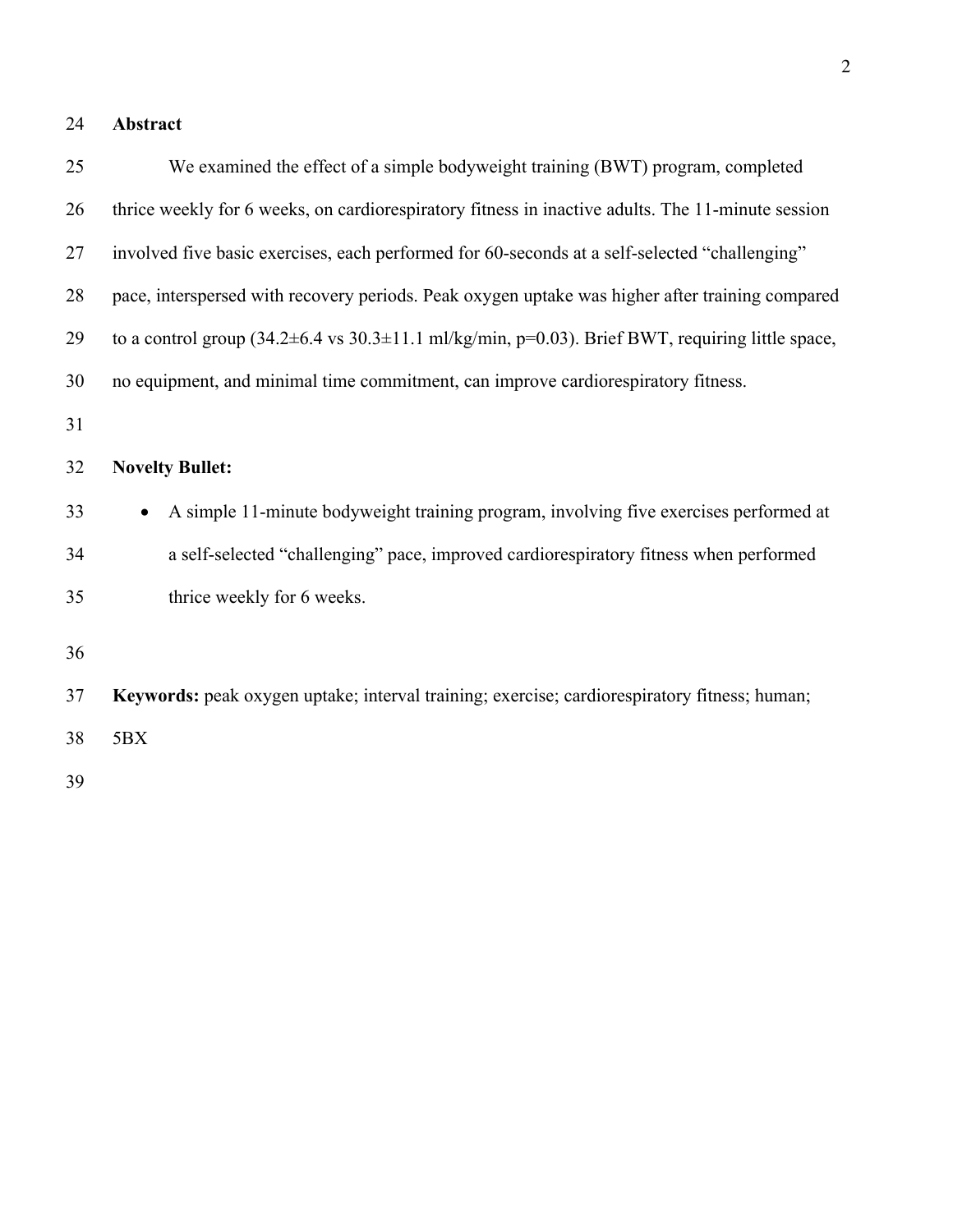## Abstract

We examined the effect of a simple bodyweight training (BWT) program, completed thrice weekly for 6 weeks, on cardiorespiratory fitness in inactive adults. The 11-minute session involved five basic exercises, each performed for 60-seconds at a self-selected "challenging" pace, interspersed with recovery periods. Peak oxygen uptake was higher after training compared to a control group (34.2±6.4 vs 30.3±11.1 ml/kg/min, $p=0.03$). Brief BWT, requiring little space, no equipment, and minimal time commitment, can improve cardiorespiratory fitness.

**Novelty Bullet:**

- A simple 11-minute bodyweight training program, involving five exercises performed at a self-selected "challenging" pace, improved cardiorespiratory fitness when performed thrice weekly for 6 weeks.

**Keywords:** peak oxygen uptake; interval training; exercise; cardiorespiratory fitness; human; 5BX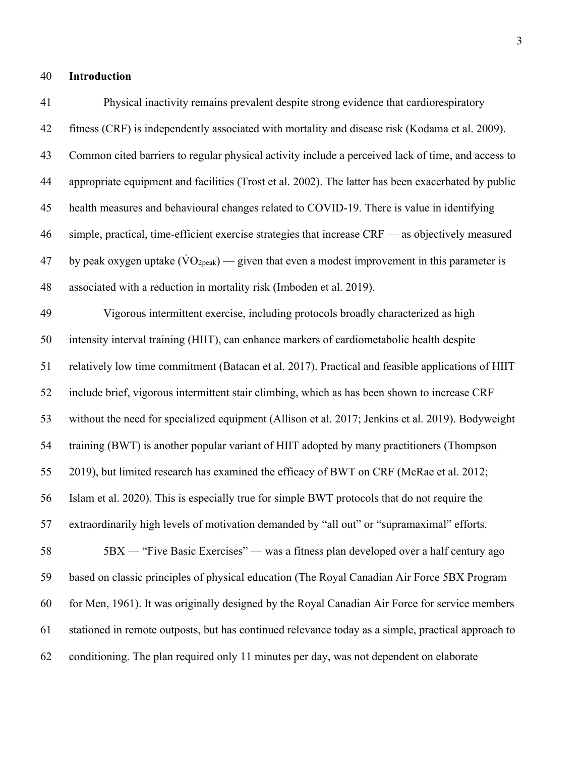## Introduction

Physical inactivity remains prevalent despite strong evidence that cardiorespiratory fitness (CRF) is independently associated with mortality and disease risk (Kodama et al. 2009). Common cited barriers to regular physical activity include a perceived lack of time, and access to appropriate equipment and facilities (Trost et al. 2002). The latter has been exacerbated by public health measures and behavioural changes related to COVID-19. There is value in identifying simple, practical, time-efficient exercise strategies that increase CRF — as objectively measured by peak oxygen uptake ($\dot{V}O_{2peak}$) — given that even a modest improvement in this parameter is associated with a reduction in mortality risk (Imboden et al. 2019).

Vigorous intermittent exercise, including protocols broadly characterized as high intensity interval training (HIIT), can enhance markers of cardiometabolic health despite relatively low time commitment (Batacan et al. 2017). Practical and feasible applications of HIIT include brief, vigorous intermittent stair climbing, which as has been shown to increase CRF without the need for specialized equipment (Allison et al. 2017; Jenkins et al. 2019). Bodyweight training (BWT) is another popular variant of HIIT adopted by many practitioners (Thompson 2019), but limited research has examined the efficacy of BWT on CRF (McRae et al. 2012; Islam et al. 2020). This is especially true for simple BWT protocols that do not require the extraordinarily high levels of motivation demanded by "all out" or "supramaximal" efforts.

5BX — "Five Basic Exercises" — was a fitness plan developed over a half century ago based on classic principles of physical education (The Royal Canadian Air Force 5BX Program for Men, 1961). It was originally designed by the Royal Canadian Air Force for service members stationed in remote outposts, but has continued relevance today as a simple, practical approach to conditioning. The plan required only 11 minutes per day, was not dependent on elaborate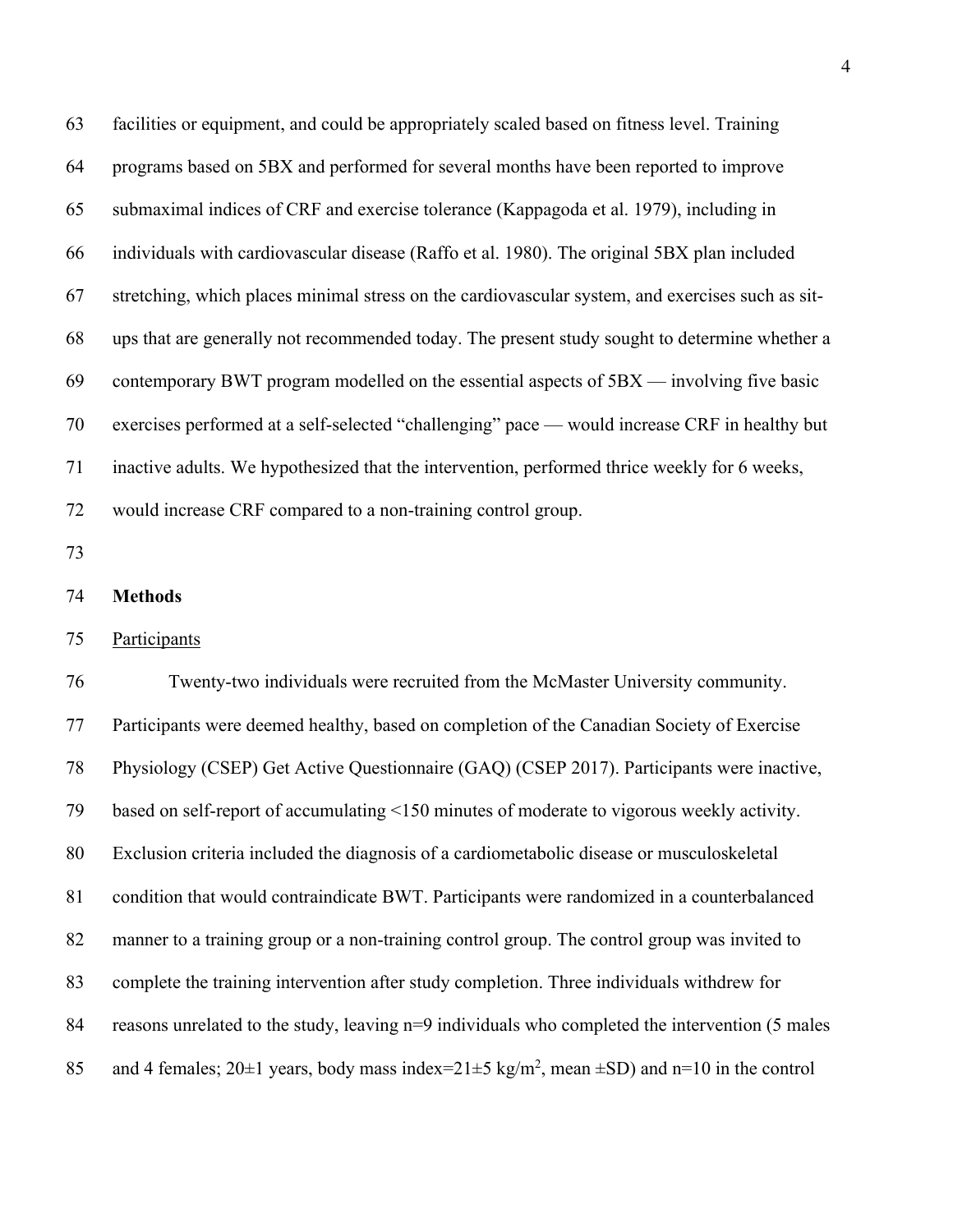facilities or equipment, and could be appropriately scaled based on fitness level. Training programs based on 5BX and performed for several months have been reported to improve submaximal indices of CRF and exercise tolerance (Kappagoda et al. 1979), including in individuals with cardiovascular disease (Raffo et al. 1980). The original 5BX plan included stretching, which places minimal stress on the cardiovascular system, and exercises such as sit-ups that are generally not recommended today. The present study sought to determine whether a contemporary BWT program modelled on the essential aspects of 5BX — involving five basic exercises performed at a self-selected "challenging" pace — would increase CRF in healthy but inactive adults. We hypothesized that the intervention, performed thrice weekly for 6 weeks, would increase CRF compared to a non-training control group.

## Methods

### Participants

Twenty-two individuals were recruited from the McMaster University community. Participants were deemed healthy, based on completion of the Canadian Society of Exercise Physiology (CSEP) Get Active Questionnaire (GAQ) (CSEP 2017). Participants were inactive, based on self-report of accumulating <150 minutes of moderate to vigorous weekly activity. Exclusion criteria included the diagnosis of a cardiometabolic disease or musculoskeletal condition that would contraindicate BWT. Participants were randomized in a counterbalanced manner to a training group or a non-training control group. The control group was invited to complete the training intervention after study completion. Three individuals withdrew for reasons unrelated to the study, leaving n=9 individuals who completed the intervention (5 males and 4 females; 20±1 years, body mass index=21±5 kg/m$^2$, mean ±SD) and n=10 in the control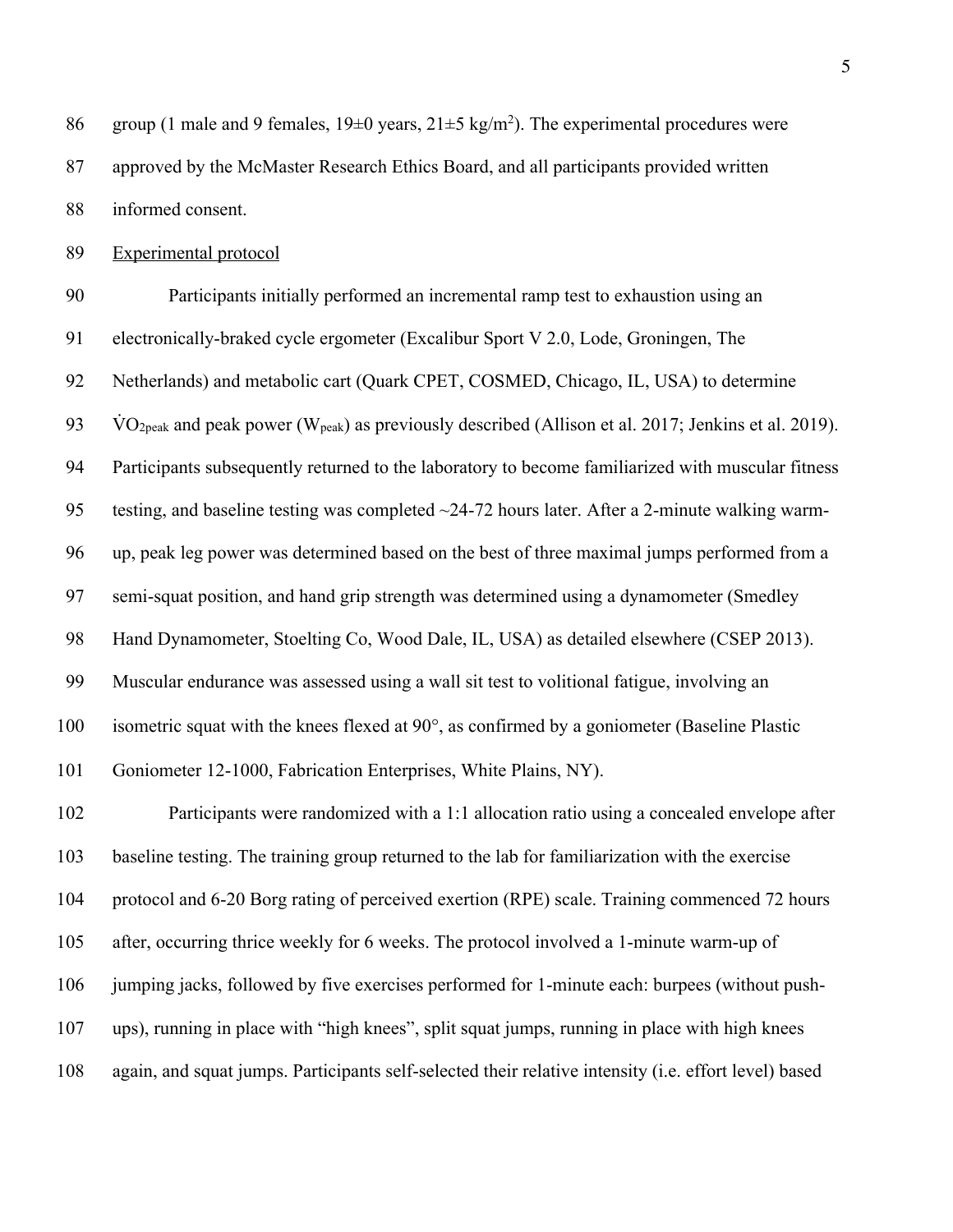group (1 male and 9 females, 19±0 years, 21±5 kg/m$^2$). The experimental procedures were approved by the McMaster Research Ethics Board, and all participants provided written informed consent.

Experimental protocol

Participants initially performed an incremental ramp test to exhaustion using an electronically-braked cycle ergometer (Excalibur Sport V 2.0, Lode, Groningen, The Netherlands) and metabolic cart (Quark CPET, COSMED, Chicago, IL, USA) to determine $\dot{V}O_{2peak}$ and peak power ($W_{peak}$) as previously described (Allison et al. 2017; Jenkins et al. 2019). Participants subsequently returned to the laboratory to become familiarized with muscular fitness testing, and baseline testing was completed ~24-72 hours later. After a 2-minute walking warm-up, peak leg power was determined based on the best of three maximal jumps performed from a semi-squat position, and hand grip strength was determined using a dynamometer (Smedley Hand Dynamometer, Stoelting Co, Wood Dale, IL, USA) as detailed elsewhere (CSEP 2013). Muscular endurance was assessed using a wall sit test to volitional fatigue, involving an isometric squat with the knees flexed at 90°, as confirmed by a goniometer (Baseline Plastic Goniometer 12-1000, Fabrication Enterprises, White Plains, NY).

Participants were randomized with a 1:1 allocation ratio using a concealed envelope after baseline testing. The training group returned to the lab for familiarization with the exercise protocol and 6-20 Borg rating of perceived exertion (RPE) scale. Training commenced 72 hours after, occurring thrice weekly for 6 weeks. The protocol involved a 1-minute warm-up of jumping jacks, followed by five exercises performed for 1-minute each: burpees (without push-ups), running in place with "high knees", split squat jumps, running in place with high knees again, and squat jumps. Participants self-selected their relative intensity (i.e. effort level) based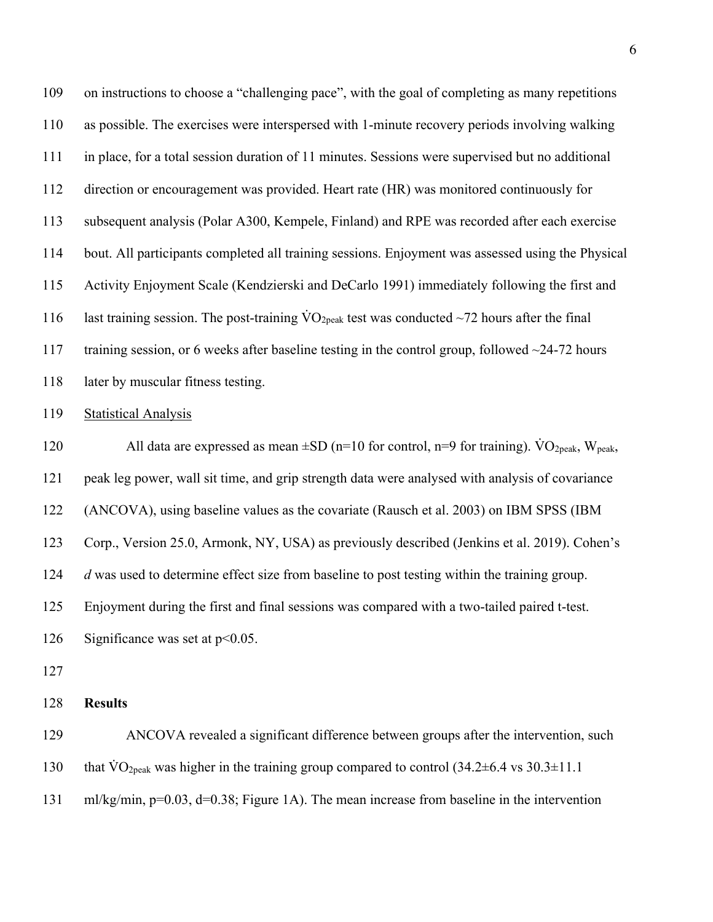on instructions to choose a "challenging pace", with the goal of completing as many repetitions as possible. The exercises were interspersed with 1-minute recovery periods involving walking in place, for a total session duration of 11 minutes. Sessions were supervised but no additional direction or encouragement was provided. Heart rate (HR) was monitored continuously for subsequent analysis (Polar A300, Kempele, Finland) and RPE was recorded after each exercise bout. All participants completed all training sessions. Enjoyment was assessed using the Physical Activity Enjoyment Scale (Kendzierski and DeCarlo 1991) immediately following the first and last training session. The post-training $\dot{V}O_{2peak}$ test was conducted ~72 hours after the final training session, or 6 weeks after baseline testing in the control group, followed ~24-72 hours later by muscular fitness testing.

Statistical Analysis

All data are expressed as mean ±SD (n=10 for control, n=9 for training). $\dot{V}O_{2peak}$, $W_{peak}$, peak leg power, wall sit time, and grip strength data were analysed with analysis of covariance (ANCOVA), using baseline values as the covariate (Rausch et al. 2003) on IBM SPSS (IBM Corp., Version 25.0, Armonk, NY, USA) as previously described (Jenkins et al. 2019). Cohen's *d* was used to determine effect size from baseline to post testing within the training group. Enjoyment during the first and final sessions was compared with a two-tailed paired t-test. Significance was set at $p<0.05$.

## Results

ANCOVA revealed a significant difference between groups after the intervention, such that $\dot{V}O_{2peak}$ was higher in the training group compared to control (34.2±6.4 vs 30.3±11.1 ml/kg/min, p=0.03, d=0.38; Figure 1A). The mean increase from baseline in the intervention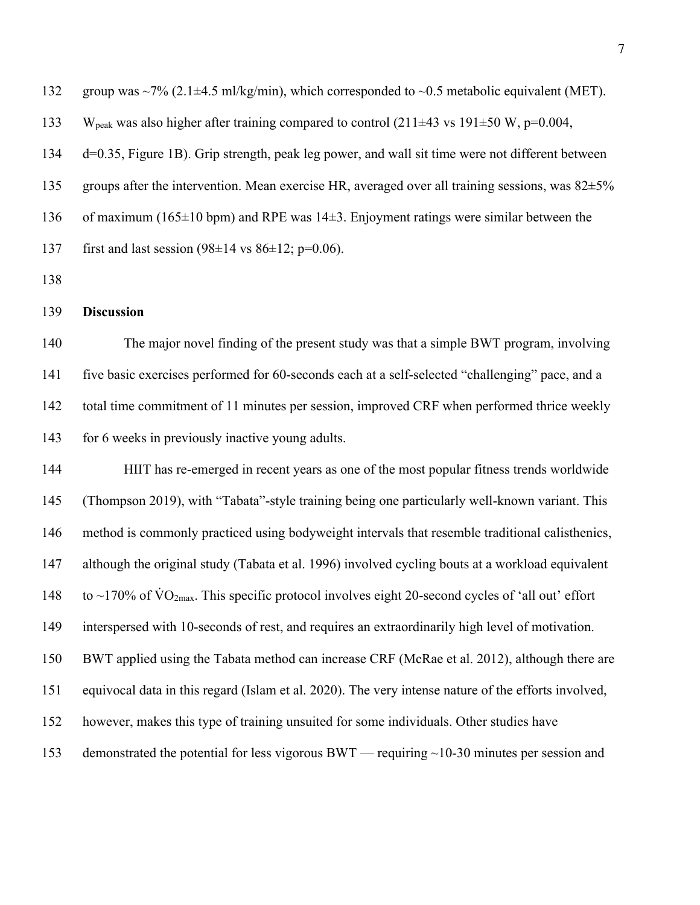group was ~7% (2.1±4.5 ml/kg/min), which corresponded to ~0.5 metabolic equivalent (MET). $W_{peak}$ was also higher after training compared to control (211±43 vs 191±50 W, p=0.004, d=0.35, Figure 1B). Grip strength, peak leg power, and wall sit time were not different between groups after the intervention. Mean exercise HR, averaged over all training sessions, was 82±5% of maximum (165±10 bpm) and RPE was 14±3. Enjoyment ratings were similar between the first and last session (98±14 vs 86±12; p=0.06).

## Discussion

The major novel finding of the present study was that a simple BWT program, involving five basic exercises performed for 60-seconds each at a self-selected "challenging" pace, and a total time commitment of 11 minutes per session, improved CRF when performed thrice weekly for 6 weeks in previously inactive young adults.

HIIT has re-emerged in recent years as one of the most popular fitness trends worldwide (Thompson 2019), with "Tabata"-style training being one particularly well-known variant. This method is commonly practiced using bodyweight intervals that resemble traditional calisthenics, although the original study (Tabata et al. 1996) involved cycling bouts at a workload equivalent to ~170% of $\dot{V}O_{2max}$. This specific protocol involves eight 20-second cycles of 'all out' effort interspersed with 10-seconds of rest, and requires an extraordinarily high level of motivation. BWT applied using the Tabata method can increase CRF (McRae et al. 2012), although there are equivocal data in this regard (Islam et al. 2020). The very intense nature of the efforts involved, however, makes this type of training unsuited for some individuals. Other studies have demonstrated the potential for less vigorous BWT — requiring ~10-30 minutes per session and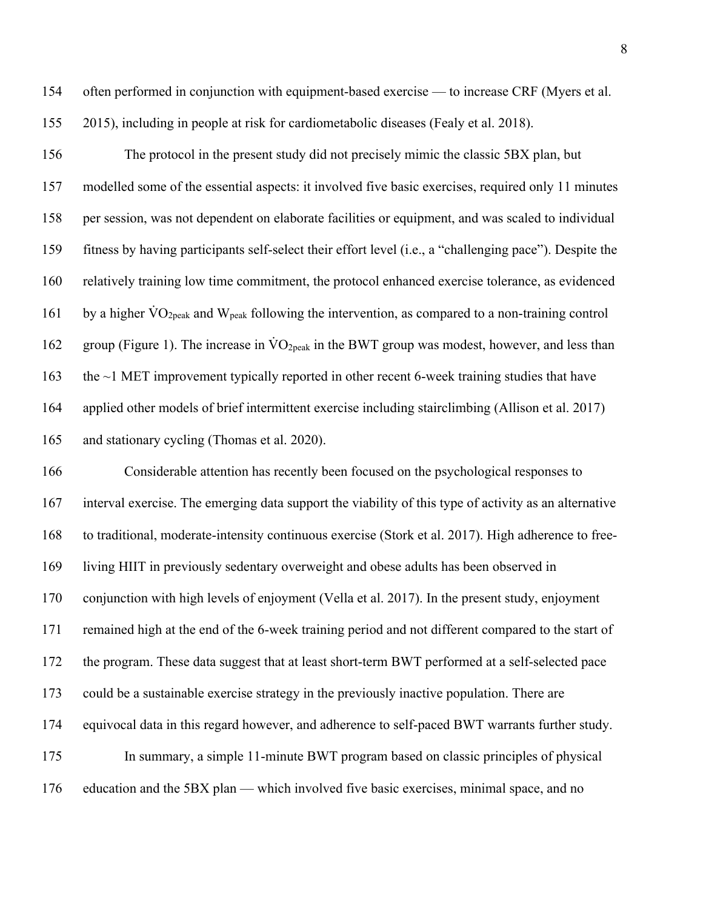often performed in conjunction with equipment-based exercise — to increase CRF (Myers et al. 2015), including in people at risk for cardiometabolic diseases (Fealy et al. 2018).

The protocol in the present study did not precisely mimic the classic 5BX plan, but modelled some of the essential aspects: it involved five basic exercises, required only 11 minutes per session, was not dependent on elaborate facilities or equipment, and was scaled to individual fitness by having participants self-select their effort level (i.e., a "challenging pace"). Despite the relatively training low time commitment, the protocol enhanced exercise tolerance, as evidenced by a higher $\dot{V}O_{2peak}$ and $W_{peak}$ following the intervention, as compared to a non-training control group (Figure 1). The increase in $\dot{V}O_{2peak}$ in the BWT group was modest, however, and less than the ~1 MET improvement typically reported in other recent 6-week training studies that have applied other models of brief intermittent exercise including stairclimbing (Allison et al. 2017) and stationary cycling (Thomas et al. 2020).

Considerable attention has recently been focused on the psychological responses to interval exercise. The emerging data support the viability of this type of activity as an alternative to traditional, moderate-intensity continuous exercise (Stork et al. 2017). High adherence to free-living HIIT in previously sedentary overweight and obese adults has been observed in conjunction with high levels of enjoyment (Vella et al. 2017). In the present study, enjoyment remained high at the end of the 6-week training period and not different compared to the start of the program. These data suggest that at least short-term BWT performed at a self-selected pace could be a sustainable exercise strategy in the previously inactive population. There are equivocal data in this regard however, and adherence to self-paced BWT warrants further study.

In summary, a simple 11-minute BWT program based on classic principles of physical education and the 5BX plan — which involved five basic exercises, minimal space, and no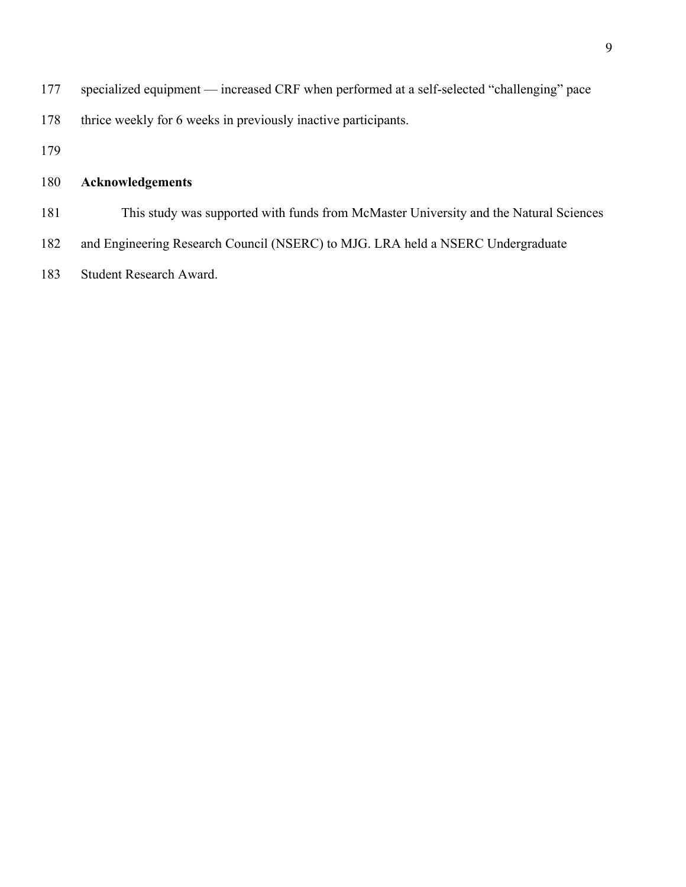specialized equipment — increased CRF when performed at a self-selected "challenging" pace thrice weekly for 6 weeks in previously inactive participants.

## Acknowledgements

This study was supported with funds from McMaster University and the Natural Sciences and Engineering Research Council (NSERC) to MJG. LRA held a NSERC Undergraduate Student Research Award.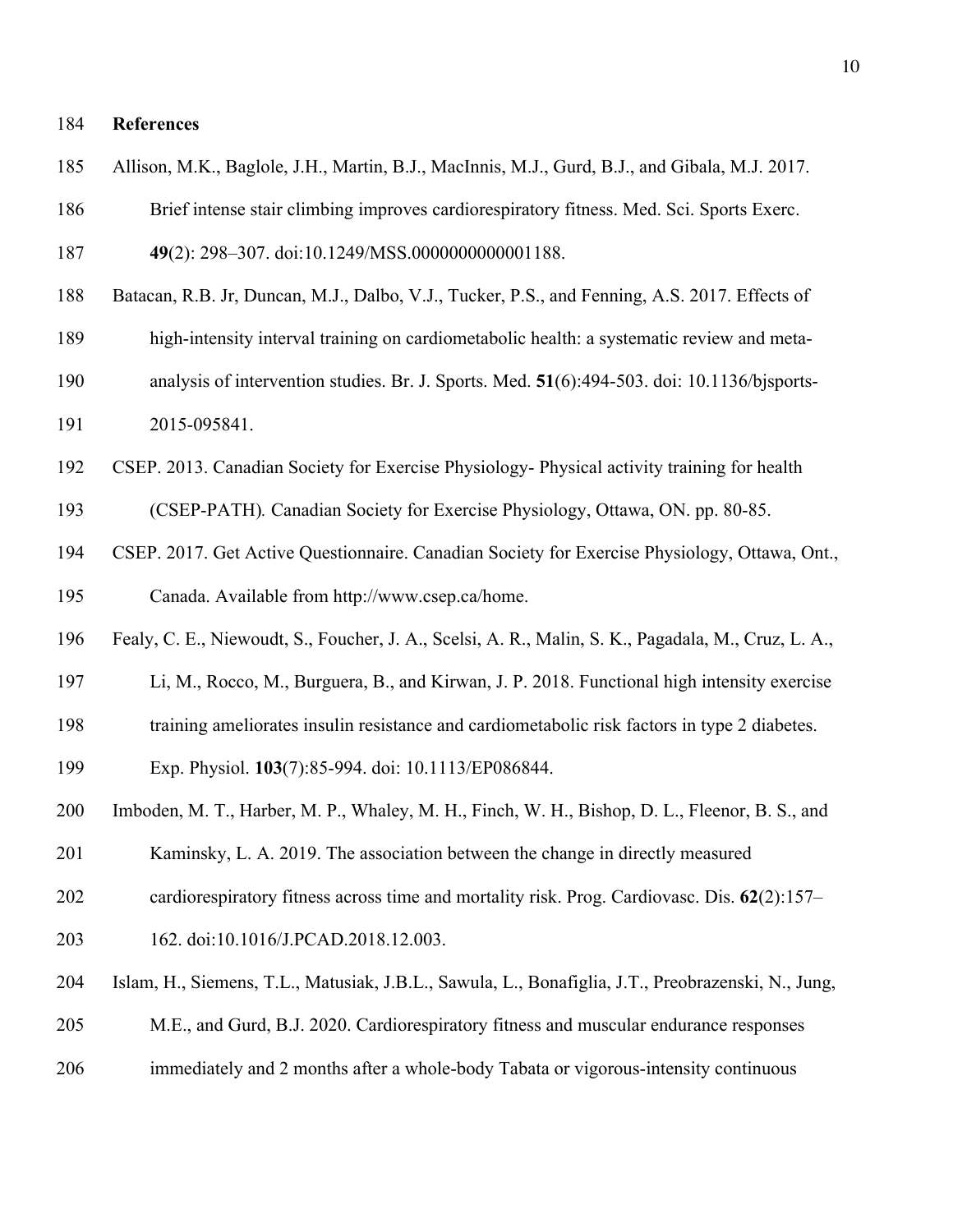## References

Allison, M.K., Baglole, J.H., Martin, B.J., MacInnis, M.J., Gurd, B.J., and Gibala, M.J. 2017. Brief intense stair climbing improves cardiorespiratory fitness. Med. Sci. Sports Exerc. **49**(2): 298–307. doi:10.1249/MSS.0000000000001188.

Batacan, R.B. Jr, Duncan, M.J., Dalbo, V.J., Tucker, P.S., and Fenning, A.S. 2017. Effects of high-intensity interval training on cardiometabolic health: a systematic review and meta-analysis of intervention studies. Br. J. Sports. Med. **51**(6):494-503. doi: 10.1136/bjsports-2015-095841.

CSEP. 2013. Canadian Society for Exercise Physiology- Physical activity training for health (CSEP-PATH)*.* Canadian Society for Exercise Physiology, Ottawa, ON. pp. 80-85.

CSEP. 2017. Get Active Questionnaire. Canadian Society for Exercise Physiology, Ottawa, Ont., Canada. Available from http://www.csep.ca/home.

Fealy, C. E., Niewoudt, S., Foucher, J. A., Scelsi, A. R., Malin, S. K., Pagadala, M., Cruz, L. A., Li, M., Rocco, M., Burguera, B., and Kirwan, J. P. 2018. Functional high intensity exercise training ameliorates insulin resistance and cardiometabolic risk factors in type 2 diabetes. Exp. Physiol. **103**(7):85-994. doi: 10.1113/EP086844.

Imboden, M. T., Harber, M. P., Whaley, M. H., Finch, W. H., Bishop, D. L., Fleenor, B. S., and Kaminsky, L. A. 2019. The association between the change in directly measured cardiorespiratory fitness across time and mortality risk. Prog. Cardiovasc. Dis. **62**(2):157–162. doi:10.1016/J.PCAD.2018.12.003.

Islam, H., Siemens, T.L., Matusiak, J.B.L., Sawula, L., Bonafiglia, J.T., Preobrazenski, N., Jung, M.E., and Gurd, B.J. 2020. Cardiorespiratory fitness and muscular endurance responses immediately and 2 months after a whole-body Tabata or vigorous-intensity continuous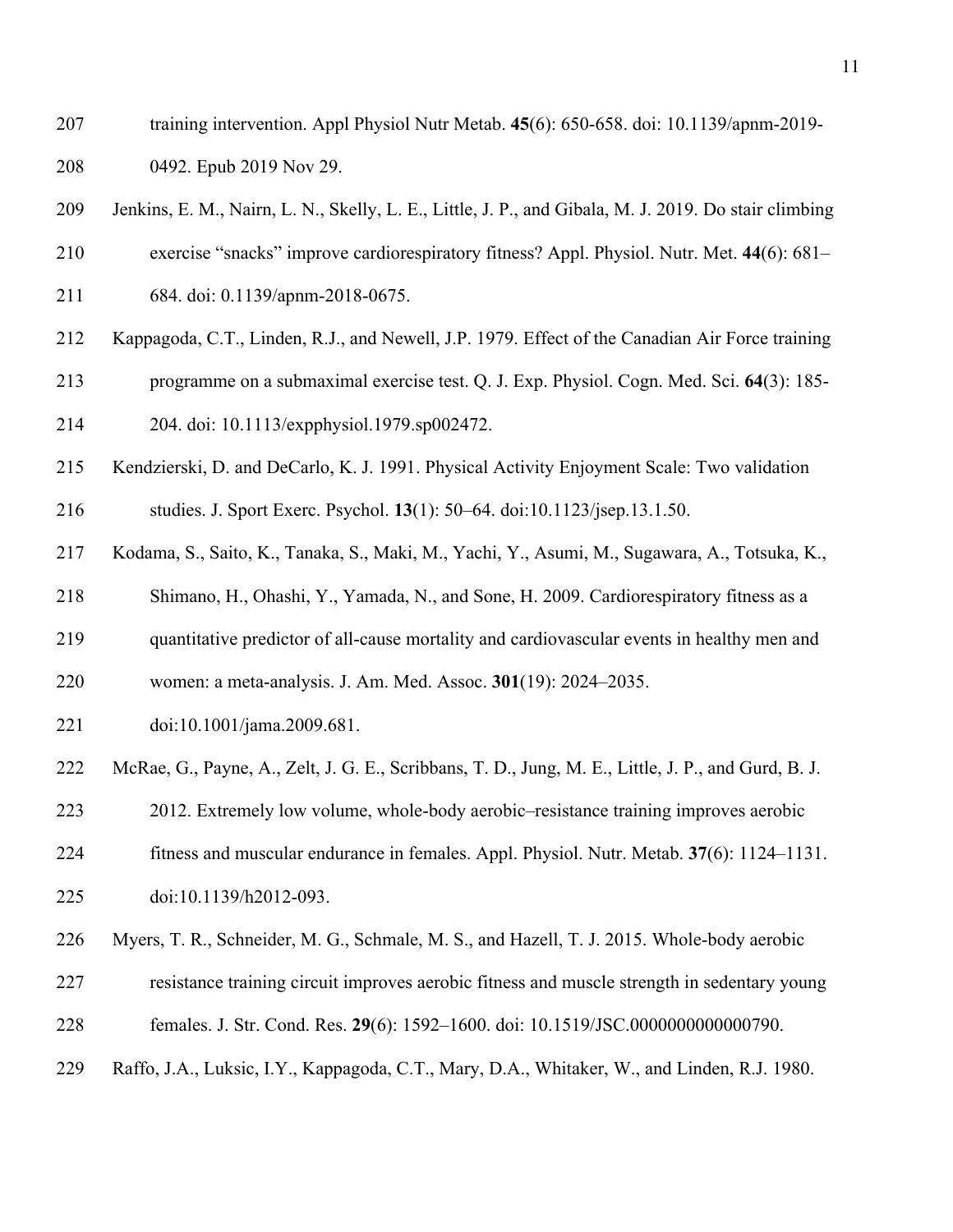training intervention. Appl Physiol Nutr Metab. **45**(6): 650-658. doi: 10.1139/apnm-2019-0492. Epub 2019 Nov 29.

Jenkins, E. M., Nairn, L. N., Skelly, L. E., Little, J. P., and Gibala, M. J. 2019. Do stair climbing exercise "snacks" improve cardiorespiratory fitness? Appl. Physiol. Nutr. Met. **44**(6): 681–684. doi: 0.1139/apnm-2018-0675.

Kappagoda, C.T., Linden, R.J., and Newell, J.P. 1979. Effect of the Canadian Air Force training programme on a submaximal exercise test. Q. J. Exp. Physiol. Cogn. Med. Sci. **64**(3): 185-204. doi: 10.1113/expphysiol.1979.sp002472.

Kendzierski, D. and DeCarlo, K. J. 1991. Physical Activity Enjoyment Scale: Two validation studies. J. Sport Exerc. Psychol. **13**(1): 50–64. doi:10.1123/jsep.13.1.50.

Kodama, S., Saito, K., Tanaka, S., Maki, M., Yachi, Y., Asumi, M., Sugawara, A., Totsuka, K., Shimano, H., Ohashi, Y., Yamada, N., and Sone, H. 2009. Cardiorespiratory fitness as a quantitative predictor of all-cause mortality and cardiovascular events in healthy men and women: a meta-analysis. J. Am. Med. Assoc. **301**(19): 2024–2035. doi:10.1001/jama.2009.681.

McRae, G., Payne, A., Zelt, J. G. E., Scribbans, T. D., Jung, M. E., Little, J. P., and Gurd, B. J. 2012. Extremely low volume, whole-body aerobic–resistance training improves aerobic fitness and muscular endurance in females. Appl. Physiol. Nutr. Metab. **37**(6): 1124–1131. doi:10.1139/h2012-093.

Myers, T. R., Schneider, M. G., Schmale, M. S., and Hazell, T. J. 2015. Whole-body aerobic resistance training circuit improves aerobic fitness and muscle strength in sedentary young females. J. Str. Cond. Res. **29**(6): 1592–1600. doi: 10.1519/JSC.0000000000000790.

Raffo, J.A., Luksic, I.Y., Kappagoda, C.T., Mary, D.A., Whitaker, W., and Linden, R.J. 1980.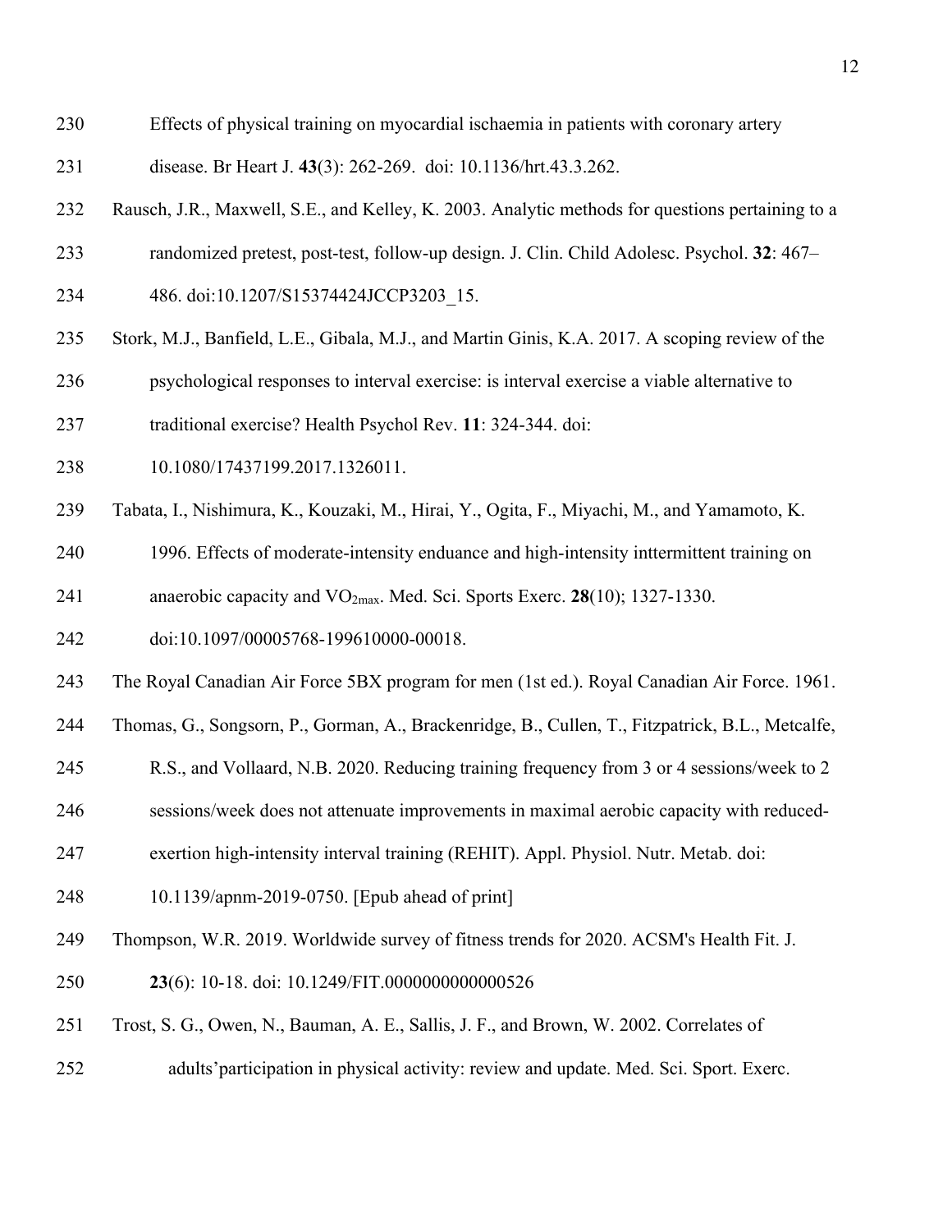Effects of physical training on myocardial ischaemia in patients with coronary artery disease. Br Heart J. **43**(3): 262-269. doi: 10.1136/hrt.43.3.262.

Rausch, J.R., Maxwell, S.E., and Kelley, K. 2003. Analytic methods for questions pertaining to a randomized pretest, post-test, follow-up design. J. Clin. Child Adolesc. Psychol. **32**: 467–486. doi:10.1207/S15374424JCCP3203_15.

Stork, M.J., Banfield, L.E., Gibala, M.J., and Martin Ginis, K.A. 2017. A scoping review of the psychological responses to interval exercise: is interval exercise a viable alternative to traditional exercise? Health Psychol Rev. **11**: 324-344. doi: 10.1080/17437199.2017.1326011.

Tabata, I., Nishimura, K., Kouzaki, M., Hirai, Y., Ogita, F., Miyachi, M., and Yamamoto, K. 1996. Effects of moderate-intensity enduance and high-intensity inttermittent training on anaerobic capacity and $VO_{2max}$. Med. Sci. Sports Exerc. **28**(10); 1327-1330. doi:10.1097/00005768-199610000-00018.

The Royal Canadian Air Force 5BX program for men (1st ed.). Royal Canadian Air Force. 1961.

Thomas, G., Songsorn, P., Gorman, A., Brackenridge, B., Cullen, T., Fitzpatrick, B.L., Metcalfe, R.S., and Vollaard, N.B. 2020. Reducing training frequency from 3 or 4 sessions/week to 2 sessions/week does not attenuate improvements in maximal aerobic capacity with reduced-exertion high-intensity interval training (REHIT). Appl. Physiol. Nutr. Metab. doi: 10.1139/apnm-2019-0750. [Epub ahead of print]

Thompson, W.R. 2019. Worldwide survey of fitness trends for 2020. ACSM's Health Fit. J. **23**(6): 10-18. doi: 10.1249/FIT.0000000000000526

Trost, S. G., Owen, N., Bauman, A. E., Sallis, J. F., and Brown, W. 2002. Correlates of adults'participation in physical activity: review and update. Med. Sci. Sport. Exerc.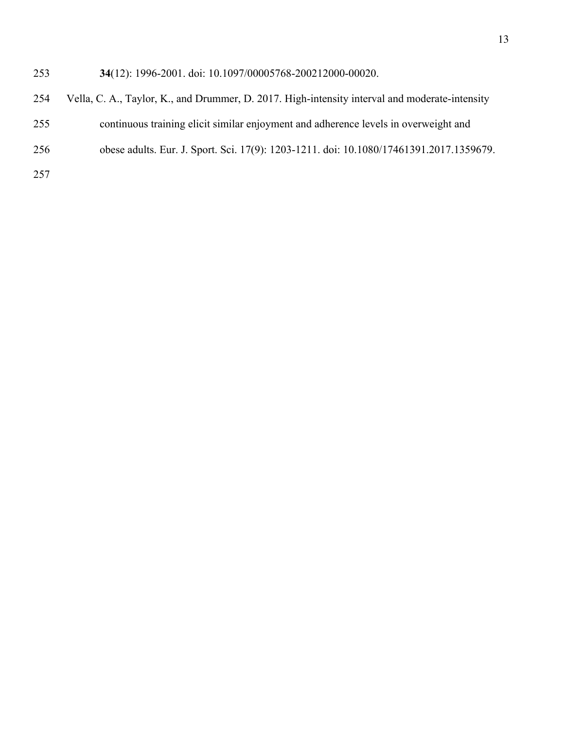**34**(12): 1996-2001. doi: 10.1097/00005768-200212000-00020.

Vella, C. A., Taylor, K., and Drummer, D. 2017. High-intensity interval and moderate-intensity continuous training elicit similar enjoyment and adherence levels in overweight and obese adults. Eur. J. Sport. Sci. 17(9): 1203-1211. doi: 10.1080/17461391.2017.1359679.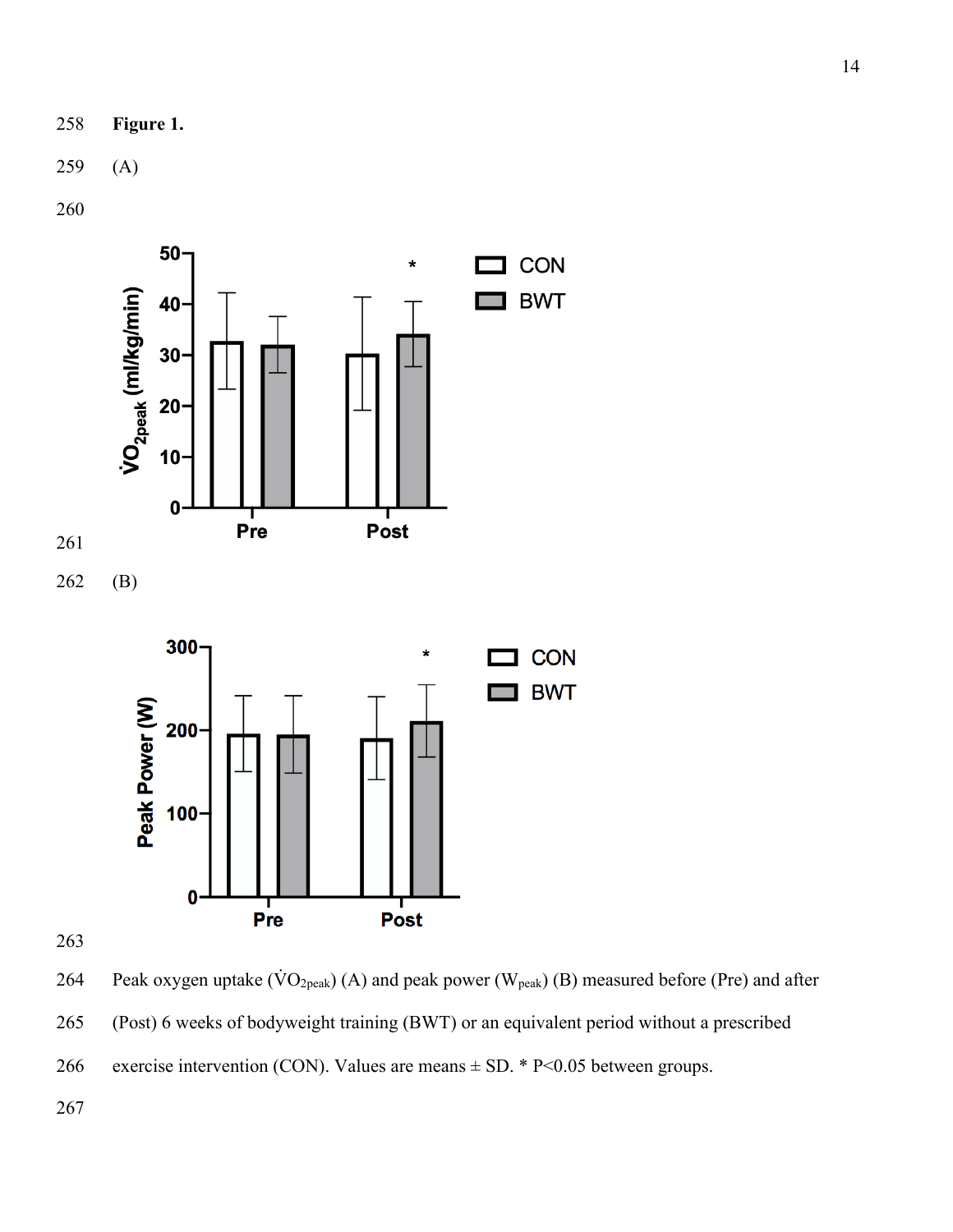**Figure 1.**

(A)

50
40
30
20
10
0
$\dot{V}O_{2peak}$ (ml/kg/min)
Pre
Post
*
CON
BWT

(B)

300
200
100
0
Peak Power (W)
Pre
Post
*
CON
BWT

Peak oxygen uptake ($\dot{V}O_{2peak}$) (A) and peak power ($W_{peak}$) (B) measured before (Pre) and after (Post) 6 weeks of bodyweight training (BWT) or an equivalent period without a prescribed exercise intervention (CON). Values are means ± SD. * P<0.05 between groups.